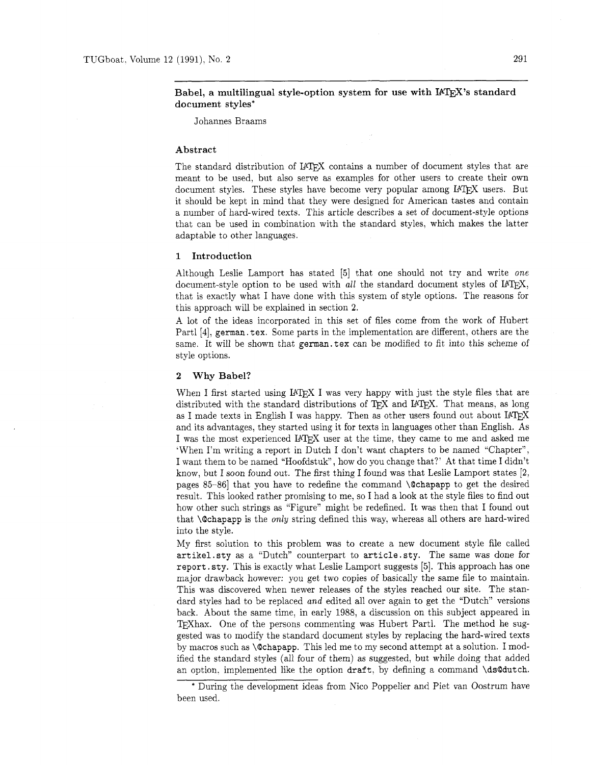## Babel, a multilingual style-option system for use with LaTeX's standard document styles*

Johannes Braams

### Abstract

The standard distribution of LaTeX contains a number of document styles that are meant to be used, but also serve as examples for other users to create their own document styles. These styles have become very popular among LaTeX users. But it should be kept in mind that they were designed for American tastes and contain a number of hard-wired texts. This article describes a set of document-style options that can be used in combination with the standard styles, which makes the latter adaptable to other languages.

### 1 Introduction

Although Leslie Lamport has stated [5] that one should not try and write *one* document-style option to be used with *all* the standard document styles of LaTeX, that is exactly what I have done with this system of style options. The reasons for this approach will be explained in section 2.

A lot of the ideas incorporated in this set of files come from the work of Hubert Partl [4], `german.tex`. Some parts in the implementation are different, others are the same. It will be shown that `german.tex` can be modified to fit into this scheme of style options.

### 2 Why Babel?

When I first started using LaTeX I was very happy with just the style files that are distributed with the standard distributions of TeX and LaTeX. That means, as long as I made texts in English I was happy. Then as other users found out about LaTeX and its advantages, they started using it for texts in languages other than English. As I was the most experienced LaTeX user at the time, they came to me and asked me 'When I'm writing a report in Dutch I don't want chapters to be named "Chapter", I want them to be named "Hoofdstuk", how do you change that?' At that time I didn't know, but I soon found out. The first thing I found was that Leslie Lamport states [2, pages 85–86] that you have to redefine the command `\@chapapp` to get the desired result. This looked rather promising to me, so I had a look at the style files to find out how other such strings as "Figure" might be redefined. It was then that I found out that `\@chapapp` is the *only* string defined this way, whereas all others are hard-wired into the style.

My first solution to this problem was to create a new document style file called `artikel.sty` as a "Dutch" counterpart to `article.sty`. The same was done for `report.sty`. This is exactly what Leslie Lamport suggests [5]. This approach has one major drawback however: you get two copies of basically the same file to maintain. This was discovered when newer releases of the styles reached our site. The standard styles had to be replaced *and* edited all over again to get the "Dutch" versions back. About the same time, in early 1988, a discussion on this subject appeared in TeXhax. One of the persons commenting was Hubert Partl. The method he suggested was to modify the standard document styles by replacing the hard-wired texts by macros such as `\@chapapp`. This led me to my second attempt at a solution. I modified the standard styles (all four of them) as suggested, but while doing that added an option, implemented like the option `draft`, by defining a command `\ds@dutch`.

* During the development ideas from Nico Poppelier and Piet van Oostrum have been used.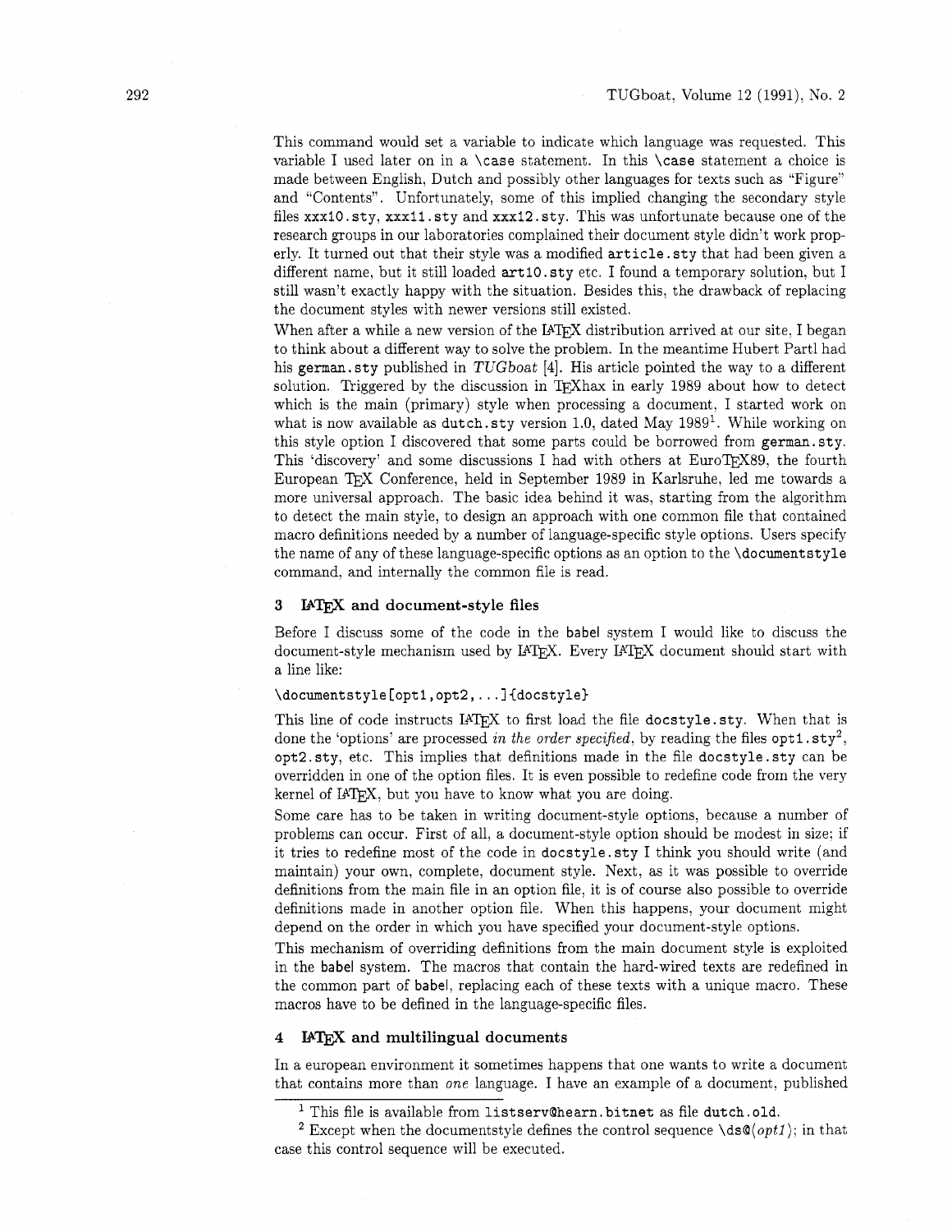This command would set a variable to indicate which language was requested. This variable I used later on in a `\case` statement. In this `\case` statement a choice is made between English, Dutch and possibly other languages for texts such as "Figure" and "Contents". Unfortunately, some of this implied changing the secondary style files `xxx10.sty`, `xxx11.sty` and `xxx12.sty`. This was unfortunate because one of the research groups in our laboratories complained their document style didn't work properly. It turned out that their style was a modified `article.sty` that had been given a different name, but it still loaded `art10.sty` etc. I found a temporary solution, but I still wasn't exactly happy with the situation. Besides this, the drawback of replacing the document styles with newer versions still existed.

When after a while a new version of the LaTeX distribution arrived at our site, I began to think about a different way to solve the problem. In the meantime Hubert Partl had his `german.sty` published in *TUGboat* [4]. His article pointed the way to a different solution. Triggered by the discussion in TeXhax in early 1989 about how to detect which is the main (primary) style when processing a document, I started work on what is now available as `dutch.sty` version 1.0, dated May 1989[1]. While working on this style option I discovered that some parts could be borrowed from `german.sty`. This 'discovery' and some discussions I had with others at EuroTeX89, the fourth European TeX Conference, held in September 1989 in Karlsruhe, led me towards a more universal approach. The basic idea behind it was, starting from the algorithm to detect the main style, to design an approach with one common file that contained macro definitions needed by a number of language-specific style options. Users specify the name of any of these language-specific options as an option to the `\documentstyle` command, and internally the common file is read.

## 3 LaTeX and document-style files

Before I discuss some of the code in the babel system I would like to discuss the document-style mechanism used by LaTeX. Every LaTeX document should start with a line like:

```
\documentstyle[opt1,opt2,...]{docstyle}
```

This line of code instructs LaTeX to first load the file `docstyle.sty`. When that is done the 'options' are processed *in the order specified*, by reading the files `opt1.sty`[2], `opt2.sty`, etc. This implies that definitions made in the file `docstyle.sty` can be overridden in one of the option files. It is even possible to redefine code from the very kernel of LaTeX, but you have to know what you are doing.

Some care has to be taken in writing document-style options, because a number of problems can occur. First of all, a document-style option should be modest in size; if it tries to redefine most of the code in `docstyle.sty` I think you should write (and maintain) your own, complete, document style. Next, as it was possible to override definitions from the main file in an option file, it is of course also possible to override definitions made in another option file. When this happens, your document might depend on the order in which you have specified your document-style options.

This mechanism of overriding definitions from the main document style is exploited in the babel system. The macros that contain the hard-wired texts are redefined in the common part of babel, replacing each of these texts with a unique macro. These macros have to be defined in the language-specific files.

## 4 LaTeX and multilingual documents

In a european environment it sometimes happens that one wants to write a document that contains more than *one* language. I have an example of a document, published

---

[1] This file is available from `listserv@hearn.bitnet` as file `dutch.old`.

[2] Except when the documentstyle defines the control sequence `\ds@⟨opt1⟩`; in that case this control sequence will be executed.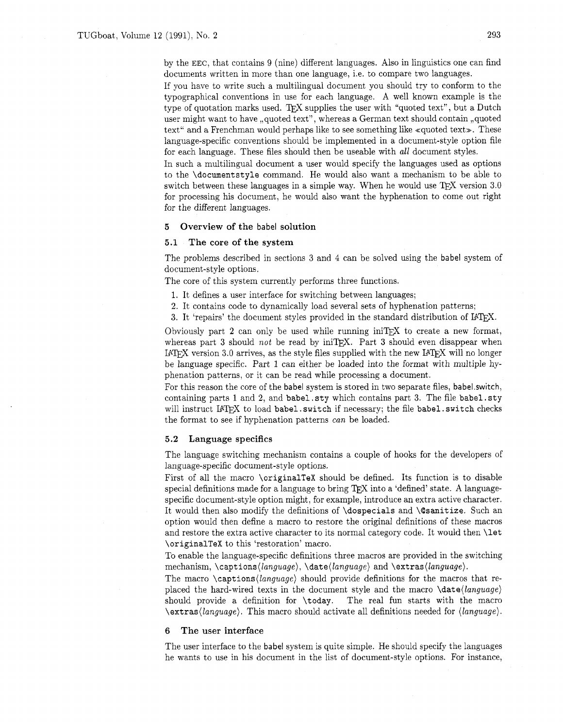by the EEC, that contains 9 (nine) different languages. Also in linguistics one can find documents written in more than one language, i.e. to compare two languages.

If you have to write such a multilingual document you should try to conform to the typographical conventions in use for each language. A well known example is the type of quotation marks used. TeX supplies the user with "quoted text", but a Dutch user might want to have „quoted text", whereas a German text should contain „quoted text“ and a Frenchman would perhaps like to see something like «quoted text». These language-specific conventions should be implemented in a document-style option file for each language. These files should then be useable with *all* document styles.

In such a multilingual document a user would specify the languages used as options to the `\documentstyle` command. He would also want a mechanism to be able to switch between these languages in a simple way. When he would use TeX version 3.0 for processing his document, he would also want the hyphenation to come out right for the different languages.

## 5 Overview of the babel solution

### 5.1 The core of the system

The problems described in sections 3 and 4 can be solved using the babel system of document-style options.

The core of this system currently performs three functions.

1. It defines a user interface for switching between languages;
2. It contains code to dynamically load several sets of hyphenation patterns;
3. It 'repairs' the document styles provided in the standard distribution of LaTeX.

Obviously part 2 can only be used while running iniTeX to create a new format, whereas part 3 should *not* be read by iniTeX. Part 3 should even disappear when LaTeX version 3.0 arrives, as the style files supplied with the new LaTeX will no longer be language specific. Part 1 can either be loaded into the format with multiple hyphenation patterns, or it can be read while processing a document.

For this reason the core of the babel system is stored in two separate files, babel.switch, containing parts 1 and 2, and `babel.sty` which contains part 3. The file `babel.sty` will instruct LaTeX to load `babel.switch` if necessary; the file `babel.switch` checks the format to see if hyphenation patterns *can* be loaded.

### 5.2 Language specifics

The language switching mechanism contains a couple of hooks for the developers of language-specific document-style options.

First of all the macro `\originalTeX` should be defined. Its function is to disable special definitions made for a language to bring TeX into a 'defined' state. A language-specific document-style option might, for example, introduce an extra active character. It would then also modify the definitions of `\dospecials` and `\@sanitize`. Such an option would then define a macro to restore the original definitions of these macros and restore the extra active character to its normal category code. It would then `\let \originalTeX` to this 'restoration' macro.

To enable the language-specific definitions three macros are provided in the switching mechanism, `\captions`⟨*language*⟩, `\date`⟨*language*⟩ and `\extras`⟨*language*⟩.

The macro `\captions`⟨*language*⟩ should provide definitions for the macros that replaced the hard-wired texts in the document style and the macro `\date`⟨*language*⟩ should provide a definition for `\today`. The real fun starts with the macro `\extras`⟨*language*⟩. This macro should activate all definitions needed for ⟨*language*⟩.

## 6 The user interface

The user interface to the babel system is quite simple. He should specify the languages he wants to use in his document in the list of document-style options. For instance,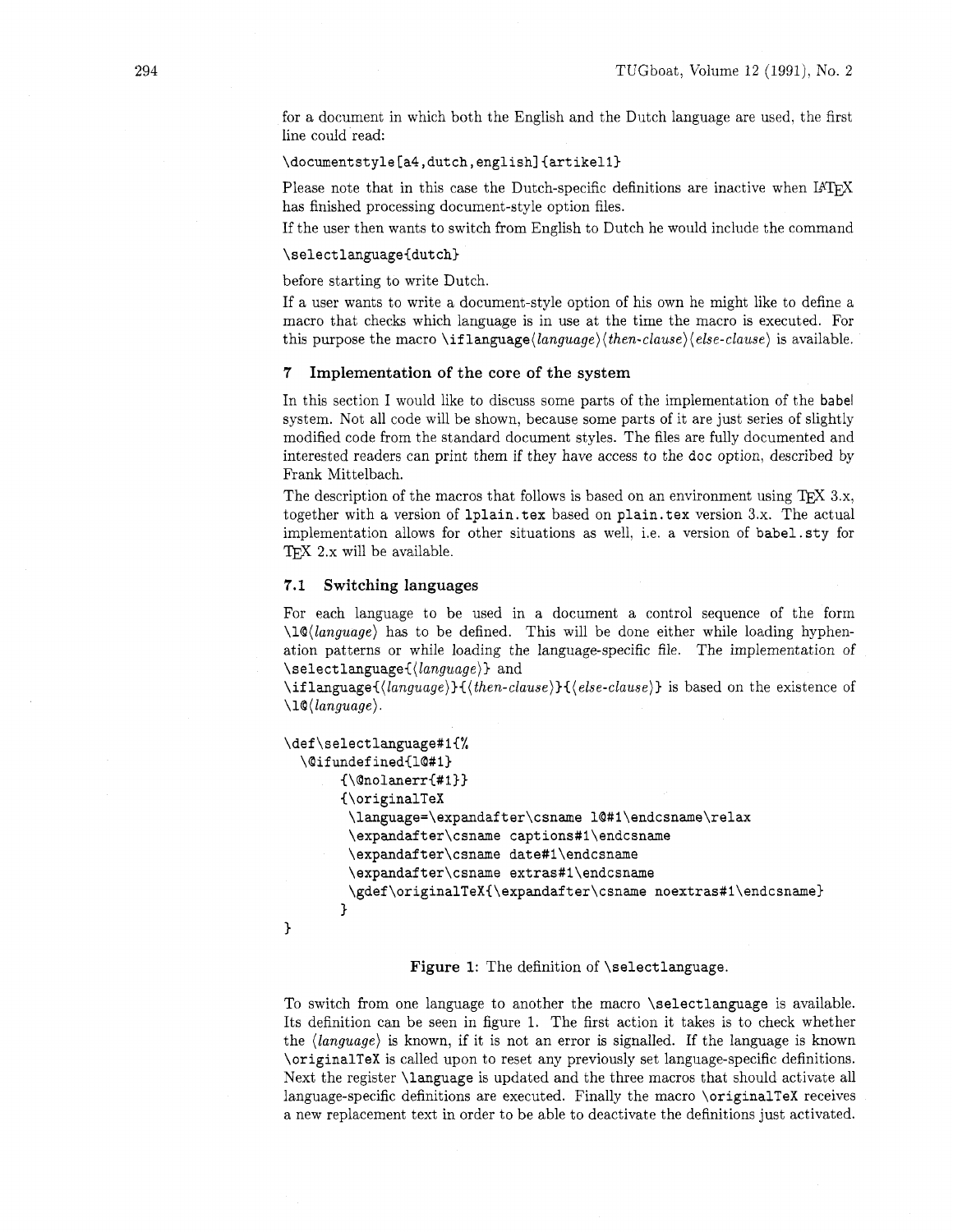for a document in which both the English and the Dutch language are used, the first line could read:

```
\documentstyle[a4,dutch,english]{artikel1}
```

Please note that in this case the Dutch-specific definitions are inactive when LaTeX has finished processing document-style option files.

If the user then wants to switch from English to Dutch he would include the command

```
\selectlanguage{dutch}
```

before starting to write Dutch.

If a user wants to write a document-style option of his own he might like to define a macro that checks which language is in use at the time the macro is executed. For this purpose the macro `\iflanguage`⟨*language*⟩⟨*then-clause*⟩⟨*else-clause*⟩ is available.

## 7 Implementation of the core of the system

In this section I would like to discuss some parts of the implementation of the babel system. Not all code will be shown, because some parts of it are just series of slightly modified code from the standard document styles. The files are fully documented and interested readers can print them if they have access to the doc option, described by Frank Mittelbach.

The description of the macros that follows is based on an environment using TeX 3.x, together with a version of `lplain.tex` based on `plain.tex` version 3.x. The actual implementation allows for other situations as well, i.e. a version of `babel.sty` for TeX 2.x will be available.

### 7.1 Switching languages

For each language to be used in a document a control sequence of the form `\l@`⟨*language*⟩ has to be defined. This will be done either while loading hyphenation patterns or while loading the language-specific file. The implementation of `\selectlanguage{`⟨*language*⟩`}` and `\iflanguage{`⟨*language*⟩`}{`⟨*then-clause*⟩`}{`⟨*else-clause*⟩`}` is based on the existence of `\l@`⟨*language*⟩.

```
\def\selectlanguage#1{%
  \@ifundefined{l@#1}
      {\@nolanerr{#1}}
      {\originalTeX
       \language=\expandafter\csname l@#1\endcsname\relax
       \expandafter\csname captions#1\endcsname
       \expandafter\csname date#1\endcsname
       \expandafter\csname extras#1\endcsname
       \gdef\originalTeX{\expandafter\csname noextras#1\endcsname}
      }
}
```

**Figure 1:** The definition of `\selectlanguage`.

To switch from one language to another the macro `\selectlanguage` is available. Its definition can be seen in figure 1. The first action it takes is to check whether the ⟨*language*⟩ is known, if it is not an error is signalled. If the language is known `\originalTeX` is called upon to reset any previously set language-specific definitions. Next the register `\language` is updated and the three macros that should activate all language-specific definitions are executed. Finally the macro `\originalTeX` receives a new replacement text in order to be able to deactivate the definitions just activated.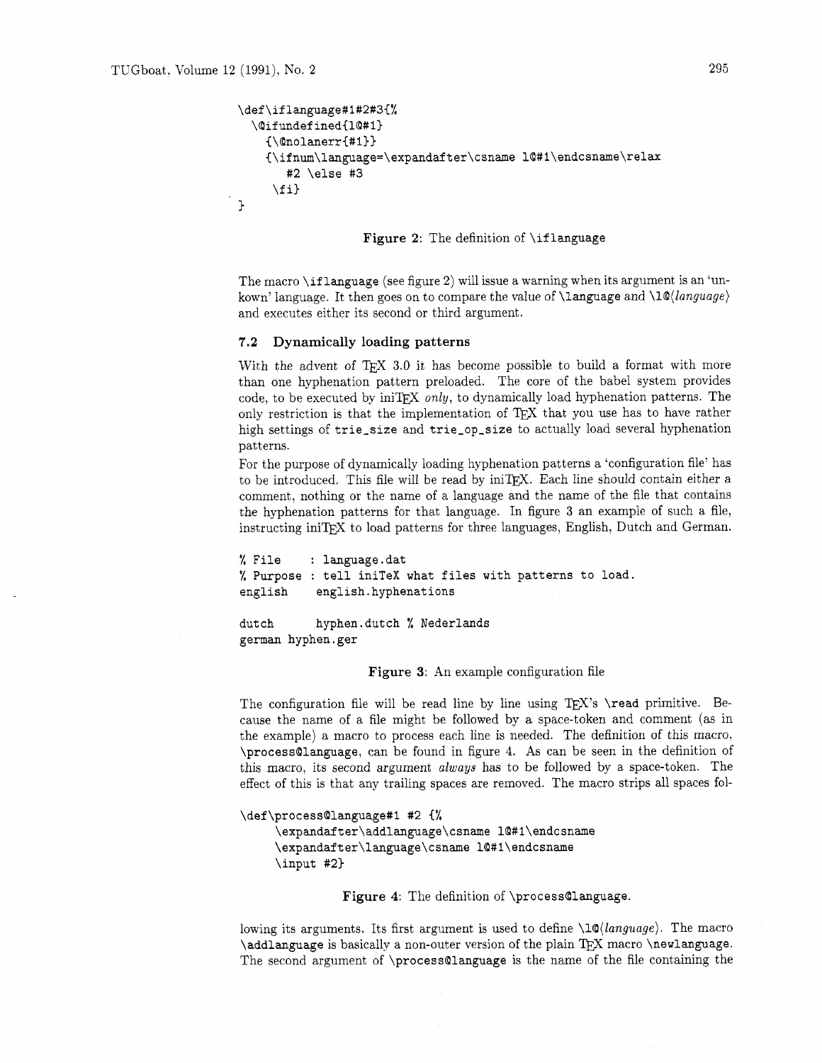```
\def\iflanguage#1#2#3{%
  \@ifundefined{l@#1}
    {\@nolanerr{#1}}
    {\ifnum\language=\expandafter\csname l@#1\endcsname\relax
       #2 \else #3
     \fi}
}
```

**Figure 2**: The definition of `\iflanguage`

The macro `\iflanguage` (see figure 2) will issue a warning when its argument is an 'unkown' language. It then goes on to compare the value of `\language` and `\l@`⟨*language*⟩ and executes either its second or third argument.

### 7.2 Dynamically loading patterns

With the advent of TeX 3.0 it has become possible to build a format with more than one hyphenation pattern preloaded. The core of the babel system provides code, to be executed by iniTeX *only*, to dynamically load hyphenation patterns. The only restriction is that the implementation of TeX that you use has to have rather high settings of `trie_size` and `trie_op_size` to actually load several hyphenation patterns.

For the purpose of dynamically loading hyphenation patterns a 'configuration file' has to be introduced. This file will be read by iniTeX. Each line should contain either a comment, nothing or the name of a language and the name of the file that contains the hyphenation patterns for that language. In figure 3 an example of such a file, instructing iniTeX to load patterns for three languages, English, Dutch and German.

```
% File    : language.dat
% Purpose : tell iniTeX what files with patterns to load.
english    english.hyphenations

dutch      hyphen.dutch % Nederlands
german hyphen.ger
```

**Figure 3**: An example configuration file

The configuration file will be read line by line using TeX's `\read` primitive. Because the name of a file might be followed by a space-token and comment (as in the example) a macro to process each line is needed. The definition of this macro, `\process@language`, can be found in figure 4. As can be seen in the definition of this macro, its second argument *always* has to be followed by a space-token. The effect of this is that any trailing spaces are removed. The macro strips all spaces following its arguments. Its first argument is used to define `\l@`⟨*language*⟩. The macro `\addlanguage` is basically a non-outer version of the plain TeX macro `\newlanguage`. The second argument of `\process@language` is the name of the file containing the

```
\def\process@language#1 #2 {%
     \expandafter\addlanguage\csname l@#1\endcsname
     \expandafter\language\csname l@#1\endcsname
     \input #2}
```

**Figure 4**: The definition of `\process@language`.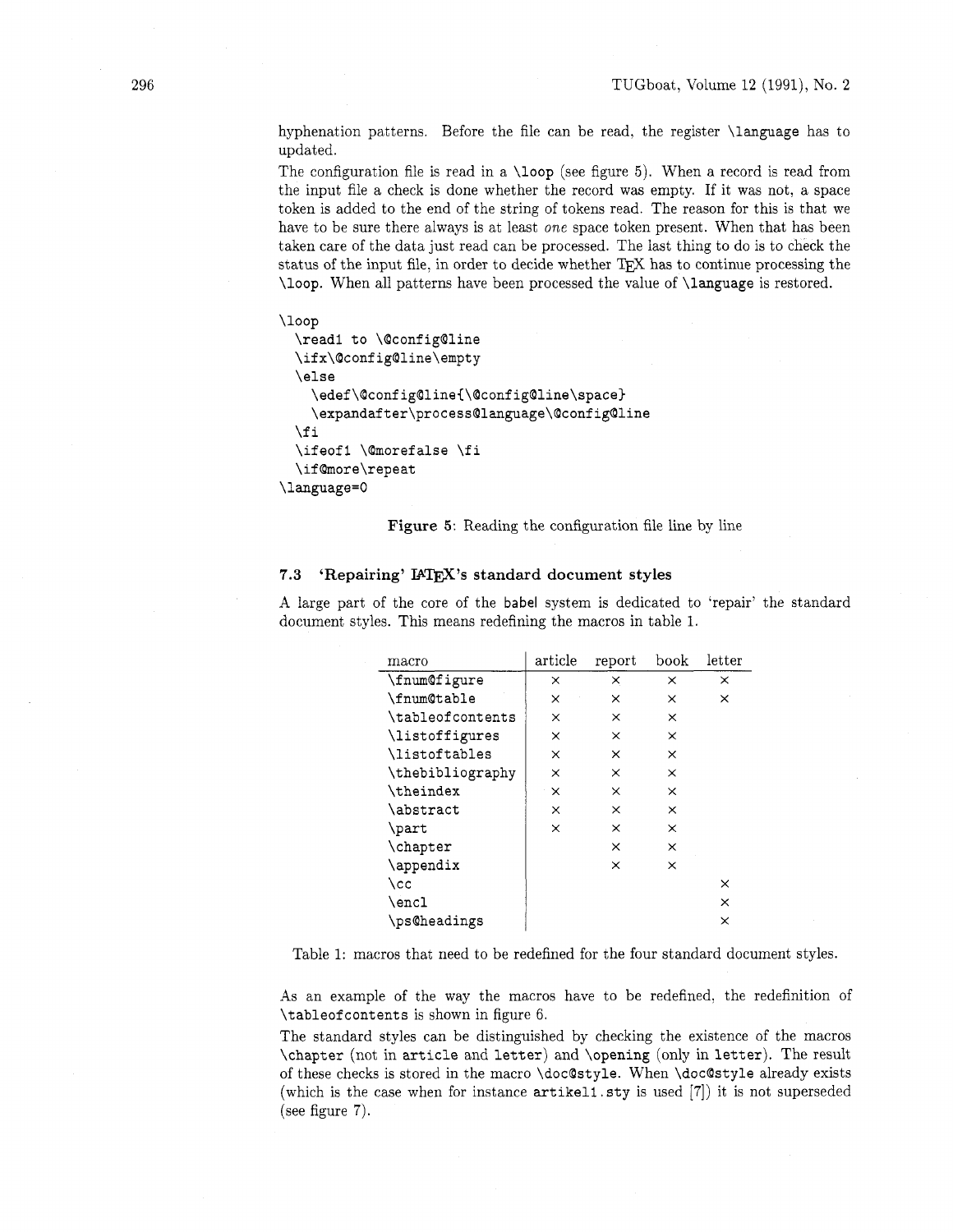hyphenation patterns. Before the file can be read, the register `\language` has to updated.

The configuration file is read in a `\loop` (see figure 5). When a record is read from the input file a check is done whether the record was empty. If it was not, a space token is added to the end of the string of tokens read. The reason for this is that we have to be sure there always is at least *one* space token present. When that has been taken care of the data just read can be processed. The last thing to do is to check the status of the input file, in order to decide whether TeX has to continue processing the `\loop`. When all patterns have been processed the value of `\language` is restored.

```
\loop
  \read1 to \@config@line
  \ifx\@config@line\empty
  \else
    \edef\@config@line{\@config@line\space}
    \expandafter\process@language\@config@line
  \fi
  \ifeof1 \@morefalse \fi
  \if@more\repeat
\language=0
```

**Figure 5**: Reading the configuration file line by line

### 7.3 'Repairing' LaTeX's standard document styles

A large part of the core of the babel system is dedicated to 'repair' the standard document styles. This means redefining the macros in table 1.

| macro | article | report | book | letter |
|---|---|---|---|---|
| `\fnum@figure` | × | × | × | × |
| `\fnum@table` | × | × | × | × |
| `\tableofcontents` | × | × | × | |
| `\listoffigures` | × | × | × | |
| `\listoftables` | × | × | × | |
| `\thebibliography` | × | × | × | |
| `\theindex` | × | × | × | |
| `\abstract` | × | × | × | |
| `\part` | × | × | × | |
| `\chapter` | | × | × | |
| `\appendix` | | × | × | |
| `\cc` | | | | × |
| `\encl` | | | | × |
| `\ps@headings` | | | | × |

Table 1: macros that need to be redefined for the four standard document styles.

As an example of the way the macros have to be redefined, the redefinition of `\tableofcontents` is shown in figure 6.

The standard styles can be distinguished by checking the existence of the macros `\chapter` (not in `article` and `letter`) and `\opening` (only in `letter`). The result of these checks is stored in the macro `\doc@style`. When `\doc@style` already exists (which is the case when for instance `artikel1.sty` is used [7]) it is not superseded (see figure 7).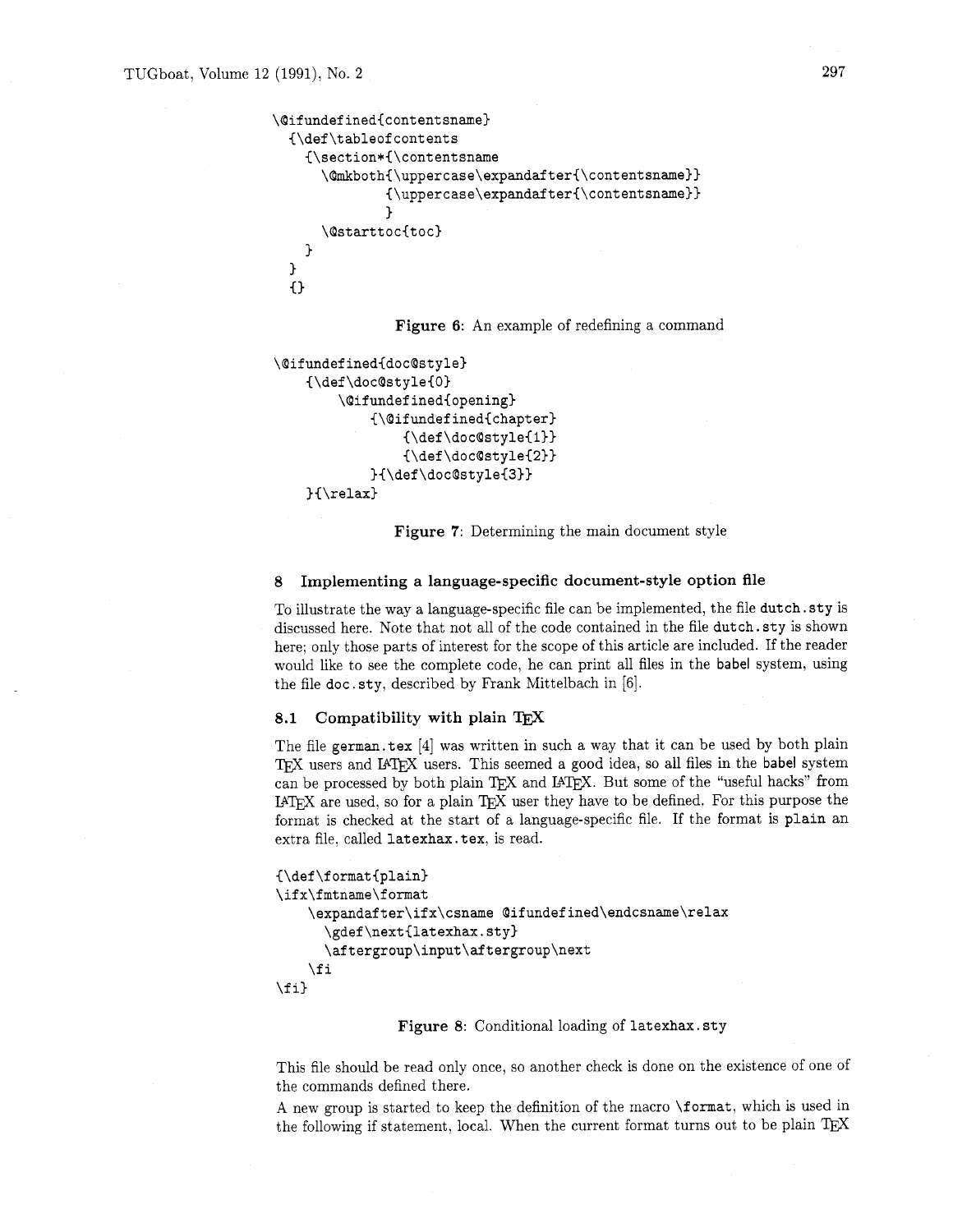```
\@ifundefined{contentsname}
  {\def\tableofcontents
    {\section*{\contentsname
      \@mkboth{\uppercase\expandafter{\contentsname}}
              {\uppercase\expandafter{\contentsname}}
              }
      \@starttoc{toc}
    }
  }
  {}
```

**Figure 6**: An example of redefining a command

```
\@ifundefined{doc@style}
    {\def\doc@style{0}
        \@ifundefined{opening}
            {\@ifundefined{chapter}
                {\def\doc@style{1}}
                {\def\doc@style{2}}
            }{\def\doc@style{3}}
    }{\relax}
```

**Figure 7**: Determining the main document style

## 8 Implementing a language-specific document-style option file

To illustrate the way a language-specific file can be implemented, the file `dutch.sty` is discussed here. Note that not all of the code contained in the file `dutch.sty` is shown here; only those parts of interest for the scope of this article are included. If the reader would like to see the complete code, he can print all files in the babel system, using the file `doc.sty`, described by Frank Mittelbach in [6].

### 8.1 Compatibility with plain TeX

The file `german.tex` [4] was written in such a way that it can be used by both plain TeX users and LaTeX users. This seemed a good idea, so all files in the babel system can be processed by both plain TeX and LaTeX. But some of the "useful hacks" from LaTeX are used, so for a plain TeX user they have to be defined. For this purpose the format is checked at the start of a language-specific file. If the format is `plain` an extra file, called `latexhax.tex`, is read.

```
{\def\format{plain}
\ifx\fmtname\format
    \expandafter\ifx\csname @ifundefined\endcsname\relax
      \gdef\next{latexhax.sty}
      \aftergroup\input\aftergroup\next
    \fi
\fi}
```

**Figure 8**: Conditional loading of `latexhax.sty`

This file should be read only once, so another check is done on the existence of one of the commands defined there.

A new group is started to keep the definition of the macro `\format`, which is used in the following if statement, local. When the current format turns out to be plain TeX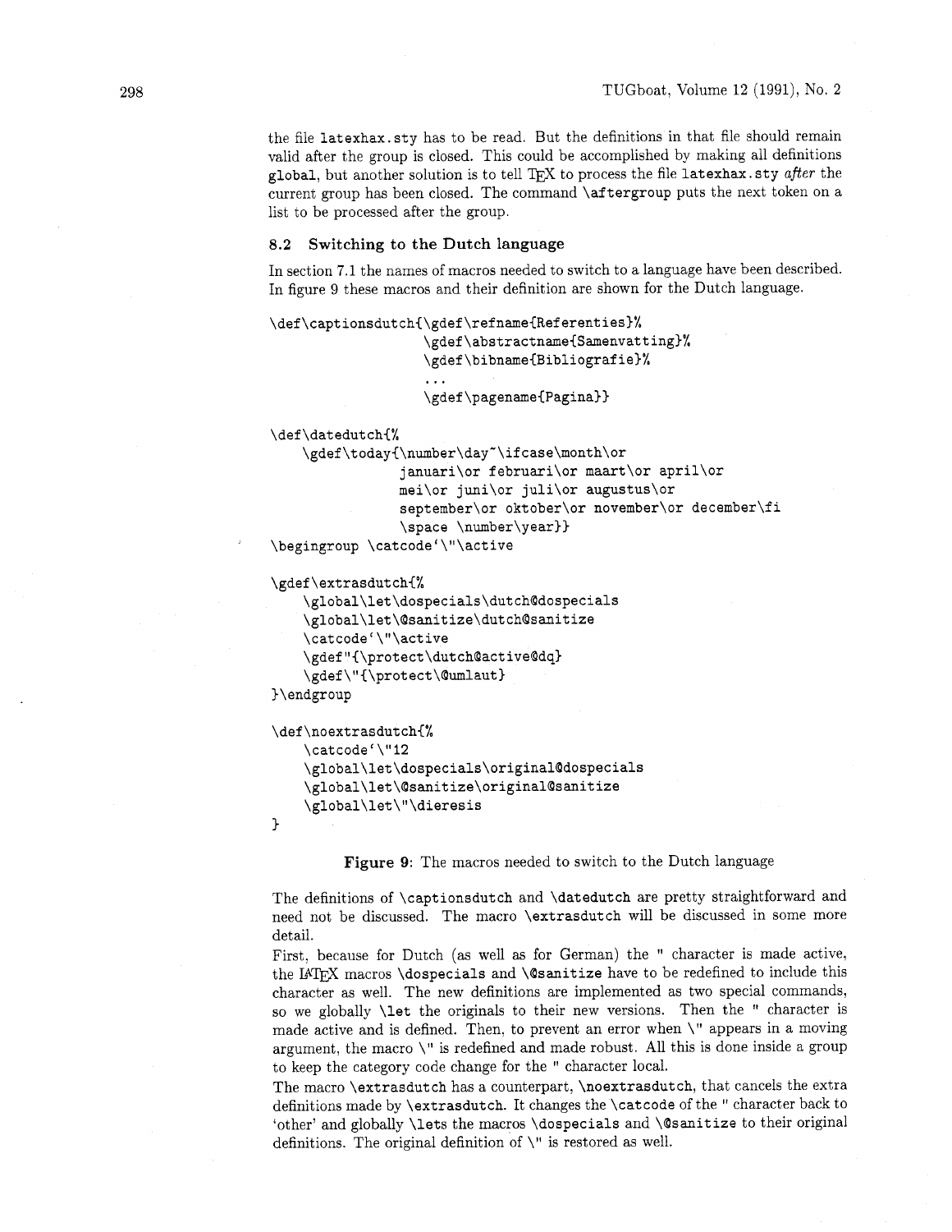the file `latexhax.sty` has to be read. But the definitions in that file should remain valid after the group is closed. This could be accomplished by making all definitions `global`, but another solution is to tell TEX to process the file `latexhax.sty` *after* the current group has been closed. The command `\aftergroup` puts the next token on a list to be processed after the group.

### 8.2 Switching to the Dutch language

In section 7.1 the names of macros needed to switch to a language have been described. In figure 9 these macros and their definition are shown for the Dutch language.

```
\def\captionsdutch{\gdef\refname{Referenties}%
                  \gdef\abstractname{Samenvatting}%
                  \gdef\bibname{Bibliografie}%
                  ...
                  \gdef\pagename{Pagina}}

\def\datedutch{%
    \gdef\today{\number\day~\ifcase\month\or
                januari\or februari\or maart\or april\or
                mei\or juni\or juli\or augustus\or
                september\or oktober\or november\or december\fi
                \space \number\year}}
\begingroup \catcode`\"\active

\gdef\extrasdutch{%
    \global\let\dospecials\dutch@dospecials
    \global\let\@sanitize\dutch@sanitize
    \catcode`\"\active
    \gdef"{\protect\dutch@active@dq}
    \gdef\"{\protect\@umlaut}
}\endgroup

\def\noextrasdutch{%
    \catcode`\"12
    \global\let\dospecials\original@dospecials
    \global\let\@sanitize\original@sanitize
    \global\let\"\dieresis
}
```

**Figure 9**: The macros needed to switch to the Dutch language

The definitions of `\captionsdutch` and `\datedutch` are pretty straightforward and need not be discussed. The macro `\extrasdutch` will be discussed in some more detail.

First, because for Dutch (as well as for German) the " character is made active, the LATEX macros `\dospecials` and `\@sanitize` have to be redefined to include this character as well. The new definitions are implemented as two special commands, so we globally `\let` the originals to their new versions. Then the " character is made active and is defined. Then, to prevent an error when `\"` appears in a moving argument, the macro `\"` is redefined and made robust. All this is done inside a group to keep the category code change for the " character local.

The macro `\extrasdutch` has a counterpart, `\noextrasdutch`, that cancels the extra definitions made by `\extrasdutch`. It changes the `\catcode` of the " character back to 'other' and globally `\let`s the macros `\dospecials` and `\@sanitize` to their original definitions. The original definition of `\"` is restored as well.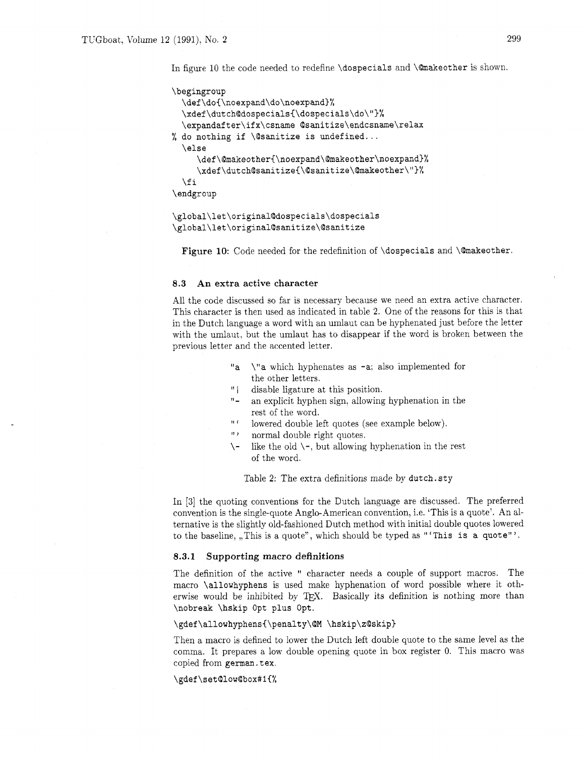In figure 10 the code needed to redefine `\dospecials` and `\@makeother` is shown.

```
\begingroup
  \def\do{\noexpand\do\noexpand}%
  \xdef\dutch@dospecials{\dospecials\do\"}%
  \expandafter\ifx\csname @sanitize\endcsname\relax
% do nothing if \@sanitize is undefined...
  \else
     \def\@makeother{\noexpand\@makeother\noexpand}%
     \xdef\dutch@sanitize{\@sanitize\@makeother\"}%
  \fi
\endgroup

\global\let\original@dospecials\dospecials
\global\let\original@sanitize\@sanitize
```

**Figure 10:** Code needed for the redefinition of `\dospecials` and `\@makeother`.

### 8.3 An extra active character

All the code discussed so far is necessary because we need an extra active character. This character is then used as indicated in table 2. One of the reasons for this is that in the Dutch language a word with an umlaut can be hyphenated just before the letter with the umlaut, but the umlaut has to disappear if the word is broken between the previous letter and the accented letter.

| | |
|---|---|
| `"a` | `\"a` which hyphenates as `-a`; also implemented for the other letters. |
| `"\|` | disable ligature at this position. |
| `"-` | an explicit hyphen sign, allowing hyphenation in the rest of the word. |
| `"‘` | lowered double left quotes (see example below). |
| `"’` | normal double right quotes. |
| `\-` | like the old `\-`, but allowing hyphenation in the rest of the word. |

Table 2: The extra definitions made by `dutch.sty`

In [3] the quoting conventions for the Dutch language are discussed. The preferred convention is the single-quote Anglo-American convention, i.e. ‘This is a quote’. An alternative is the slightly old-fashioned Dutch method with initial double quotes lowered to the baseline, „This is a quote”, which should be typed as `"‘This is a quote"’`.

#### 8.3.1 Supporting macro definitions

The definition of the active `"` character needs a couple of support macros. The macro `\allowhyphens` is used make hyphenation of word possible where it otherwise would be inhibited by TeX. Basically its definition is nothing more than `\nobreak \hskip 0pt plus 0pt`.

```
\gdef\allowhyphens{\penalty\@M \hskip\z@skip}
```

Then a macro is defined to lower the Dutch left double quote to the same level as the comma. It prepares a low double opening quote in box register 0. This macro was copied from `german.tex`.

```
\gdef\set@low@box#1{%
```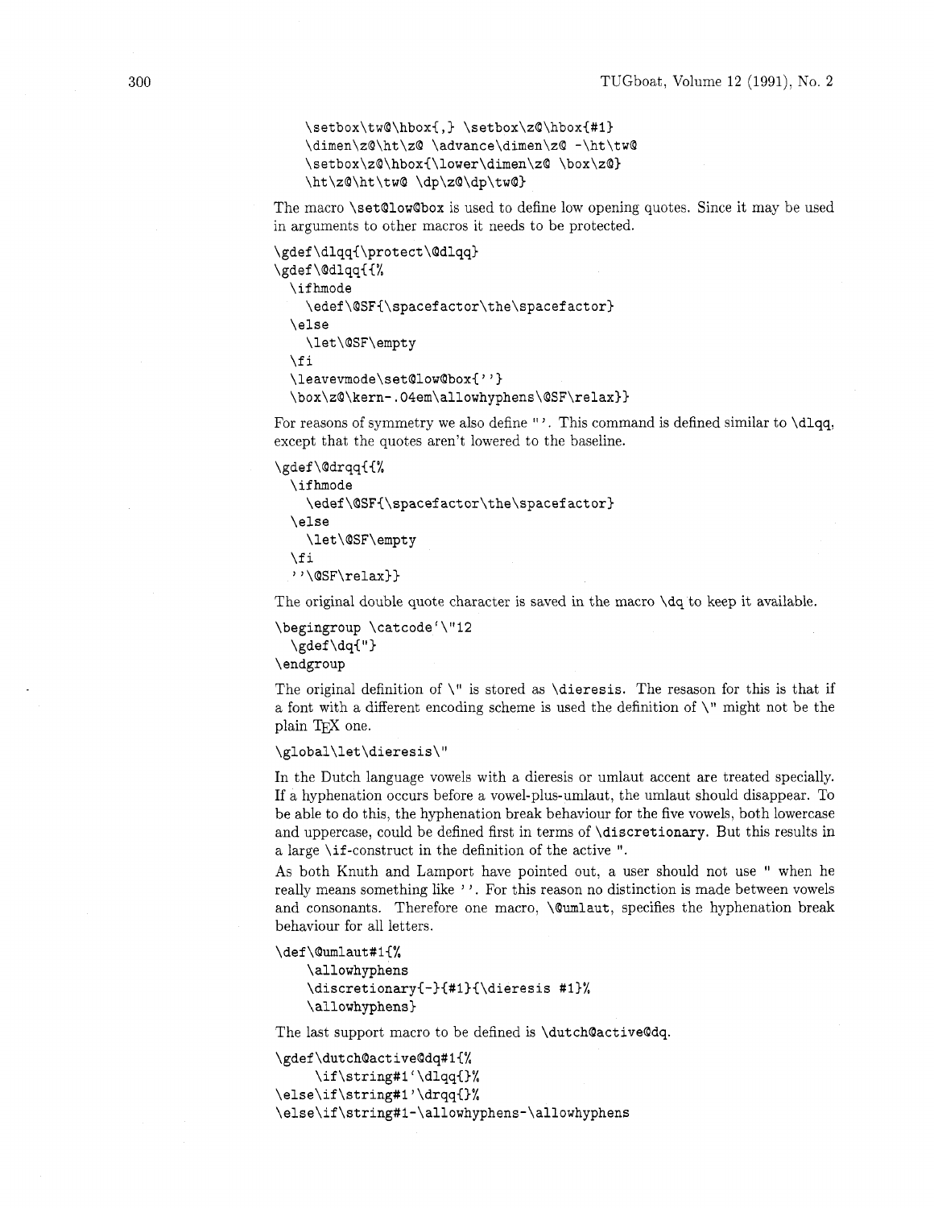```
\setbox\tw@\hbox{,} \setbox\z@\hbox{#1}
\dimen\z@\ht\z@ \advance\dimen\z@ -\ht\tw@
\setbox\z@\hbox{\lower\dimen\z@ \box\z@}
\ht\z@\ht\tw@ \dp\z@\dp\tw@}
```

The macro `\set@low@box` is used to define low opening quotes. Since it may be used in arguments to other macros it needs to be protected.

```
\gdef\dlqq{\protect\@dlqq}
\gdef\@dlqq{{%
  \ifhmode
    \edef\@SF{\spacefactor\the\spacefactor}
  \else
    \let\@SF\empty
  \fi
  \leavevmode\set@low@box{''}
  \box\z@\kern-.04em\allowhyphens\@SF\relax}}
```

For reasons of symmetry we also define "'. This command is defined similar to `\dlqq`, except that the quotes aren't lowered to the baseline.

```
\gdef\@drqq{{%
  \ifhmode
    \edef\@SF{\spacefactor\the\spacefactor}
  \else
    \let\@SF\empty
  \fi
  ''\@SF\relax}}
```

The original double quote character is saved in the macro `\dq` to keep it available.

```
\begingroup \catcode`\"12
  \gdef\dq{"}
\endgroup
```

The original definition of `\"` is stored as `\dieresis`. The resason for this is that if a font with a different encoding scheme is used the definition of `\"` might not be the plain TeX one.

```
\global\let\dieresis\"
```

In the Dutch language vowels with a dieresis or umlaut accent are treated specially. If a hyphenation occurs before a vowel-plus-umlaut, the umlaut should disappear. To be able to do this, the hyphenation break behaviour for the five vowels, both lowercase and uppercase, could be defined first in terms of `\discretionary`. But this results in a large `\if`-construct in the definition of the active ".

As both Knuth and Lamport have pointed out, a user should not use " when he really means something like ''. For this reason no distinction is made between vowels and consonants. Therefore one macro, `\@umlaut`, specifies the hyphenation break behaviour for all letters.

```
\def\@umlaut#1{%
    \allowhyphens
    \discretionary{-}{#1}{\dieresis #1}%
    \allowhyphens}
```

The last support macro to be defined is `\dutch@active@dq`.

```
\gdef\dutch@active@dq#1{%
      \if\string#1`\dlqq{}%
\else\if\string#1'\drqq{}%
\else\if\string#1-\allowhyphens-\allowhyphens
```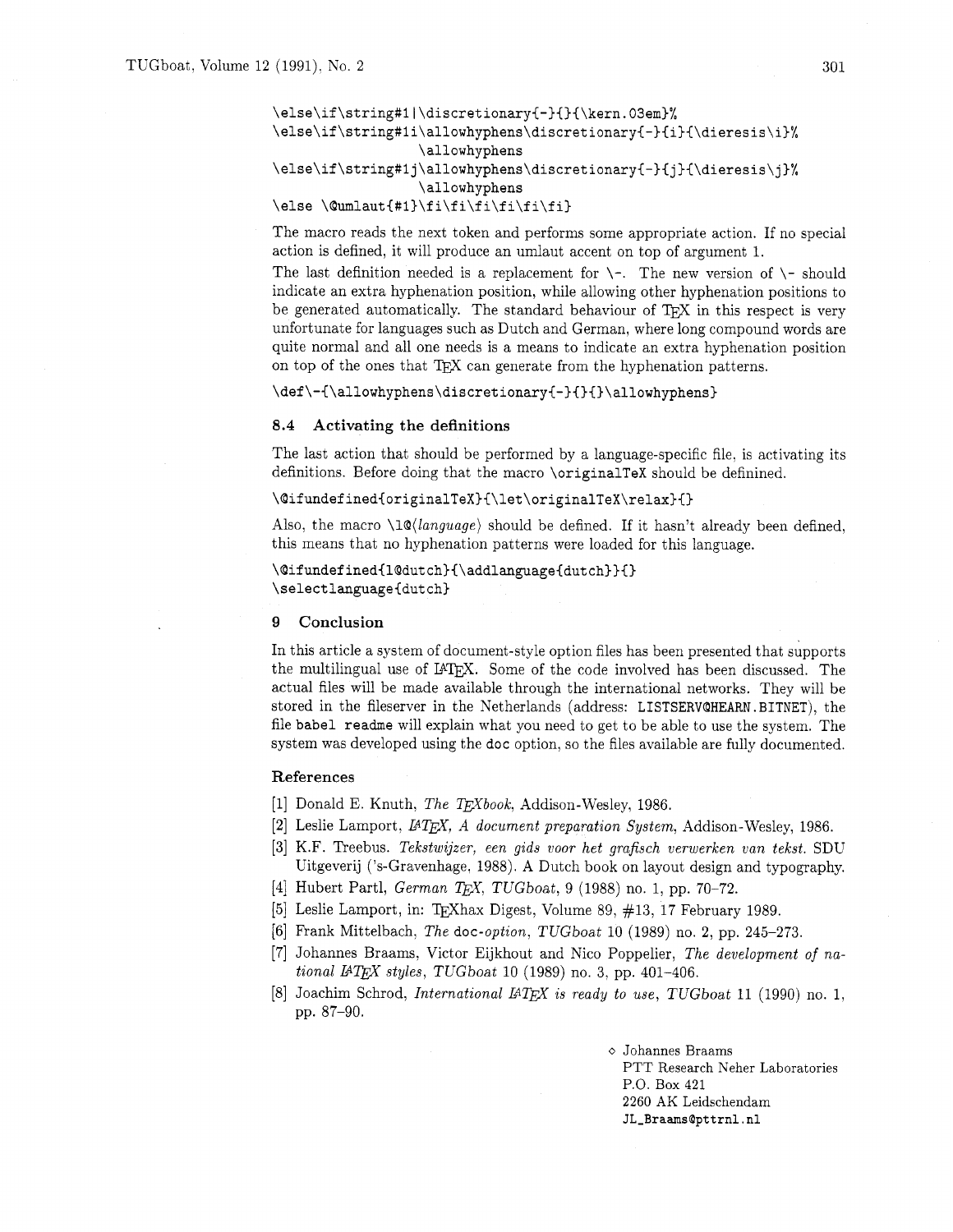```
\else\if\string#1|\discretionary{-}{}{\kern.03em}%
\else\if\string#1i\allowhyphens\discretionary{-}{i}{\dieresis\i}%
                \allowhyphens
\else\if\string#1j\allowhyphens\discretionary{-}{j}{\dieresis\j}%
                \allowhyphens
\else \@umlaut{#1}\fi\fi\fi\fi\fi\fi}
```

The macro reads the next token and performs some appropriate action. If no special action is defined, it will produce an umlaut accent on top of argument 1.

The last definition needed is a replacement for `\-`. The new version of `\-` should indicate an extra hyphenation position, while allowing other hyphenation positions to be generated automatically. The standard behaviour of TeX in this respect is very unfortunate for languages such as Dutch and German, where long compound words are quite normal and all one needs is a means to indicate an extra hyphenation position on top of the ones that TeX can generate from the hyphenation patterns.

```
\def\-{\allowhyphens\discretionary{-}{}{}\allowhyphens}
```

### 8.4 Activating the definitions

The last action that should be performed by a language-specific file, is activating its definitions. Before doing that the macro `\originalTeX` should be definined.

```
\@ifundefined{originalTeX}{\let\originalTeX\relax}{}
```

Also, the macro `\l@`⟨*language*⟩ should be defined. If it hasn't already been defined, this means that no hyphenation patterns were loaded for this language.

```
\@ifundefined{l@dutch}{\addlanguage{dutch}}{}
\selectlanguage{dutch}
```

## 9 Conclusion

In this article a system of document-style option files has been presented that supports the multilingual use of LaTeX. Some of the code involved has been discussed. The actual files will be made available through the international networks. They will be stored in the fileserver in the Netherlands (address: `LISTSERV@HEARN.BITNET`), the file `babel readme` will explain what you need to get to be able to use the system. The system was developed using the `doc` option, so the files available are fully documented.

### References

[1] Donald E. Knuth, *The TeXbook*, Addison-Wesley, 1986.

[2] Leslie Lamport, *LaTeX, A document preparation System*, Addison-Wesley, 1986.

[3] K.F. Treebus. *Tekstwijzer, een gids voor het grafisch verwerken van tekst.* SDU Uitgeverij ('s-Gravenhage, 1988). A Dutch book on layout design and typography.

[4] Hubert Partl, *German TeX*, *TUGboat*, 9 (1988) no. 1, pp. 70–72.

[5] Leslie Lamport, in: TeXhax Digest, Volume 89, #13, 17 February 1989.

[6] Frank Mittelbach, *The* `doc`*-option*, *TUGboat* 10 (1989) no. 2, pp. 245–273.

[7] Johannes Braams, Victor Eijkhout and Nico Poppelier, *The development of national LaTeX styles*, *TUGboat* 10 (1989) no. 3, pp. 401–406.

[8] Joachim Schrod, *International LaTeX is ready to use*, *TUGboat* 11 (1990) no. 1, pp. 87–90.

◇ Johannes Braams
PTT Research Neher Laboratories
P.O. Box 421
2260 AK Leidschendam
`JL_Braams@pttrnl.nl`